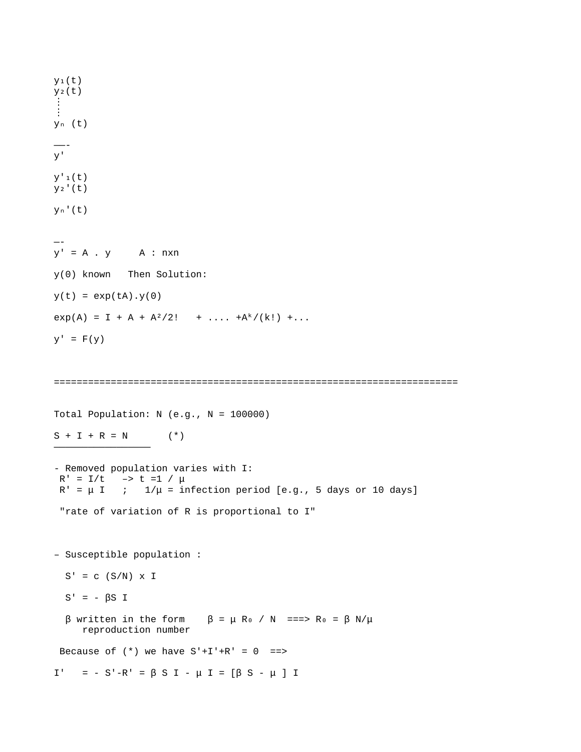$y_1(t)$
$y_2(t)$
⋮
$y_n(t)$

—-
$y'$

$y'_1(t)$
$y_2'(t)$

$y_n'(t)$

—-
$y' = A \cdot y$     $A$ : nxn

$y(0)$ known   Then Solution:

$y(t) = \exp(tA).y(0)$

$\exp(A) = I + A + A^2/2! + \ldots + A^k/(k!) + \ldots$

$y' = F(y)$

======================================================================

Total Population: N (e.g., N = 100000)

$S + I + R = N$      (*)

- Removed population varies with I:
  $R' = I/t \to t = 1/\mu$
  $R' = \mu I$   ;   $1/\mu$ = infection period [e.g., 5 days or 10 days]

  "rate of variation of R is proportional to I"

– Susceptible population :

  $S' = c\,(S/N) \times I$

  $S' = -\beta S I$

  $\beta$ written in the form   $\beta = \mu R_0 / N$ ===> $R_0 = \beta N/\mu$
  reproduction number

  Because of (*) we have $S'+I'+R' = 0$ ==>

$I' = -S'-R' = \beta S I - \mu I = [\beta S - \mu] I$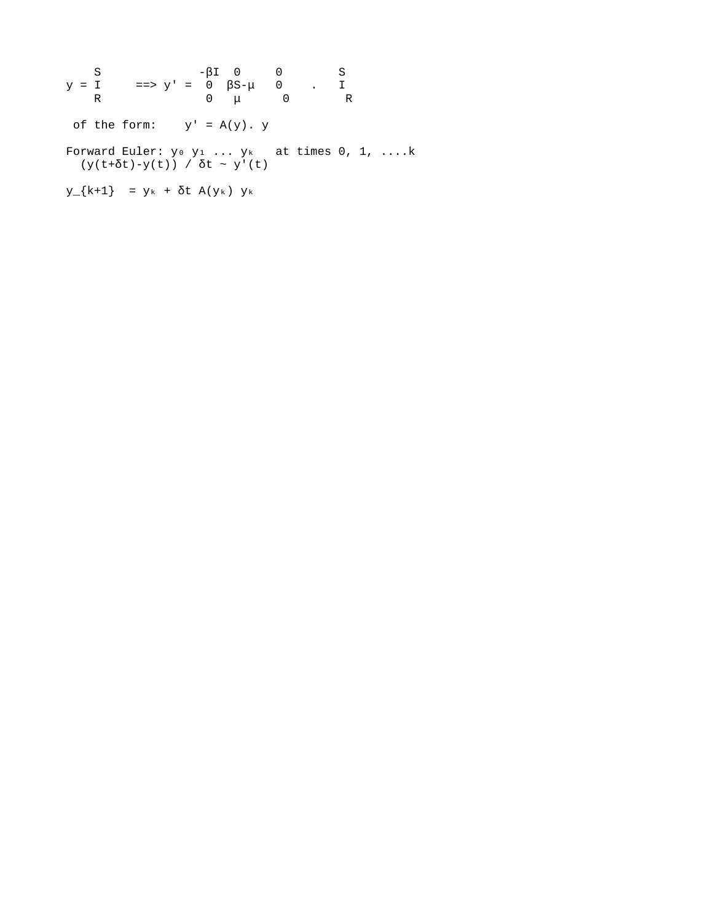$$y = \begin{pmatrix} S \\ I \\ R \end{pmatrix} \implies y' = \begin{pmatrix} -\beta I & 0 & 0 \\ 0 & \beta S-\mu & 0 \\ 0 & \mu & 0 \end{pmatrix} . \begin{pmatrix} S \\ I \\ R \end{pmatrix}$$

of the form: $y' = A(y).\, y$

Forward Euler: $y_0$ $y_1$ ... $y_k$ at times 0, 1, ....k

$(y(t+\delta t)-y(t)) / \delta t \sim y'(t)$

$$y_{k+1} = y_k + \delta t\, A(y_k)\, y_k$$